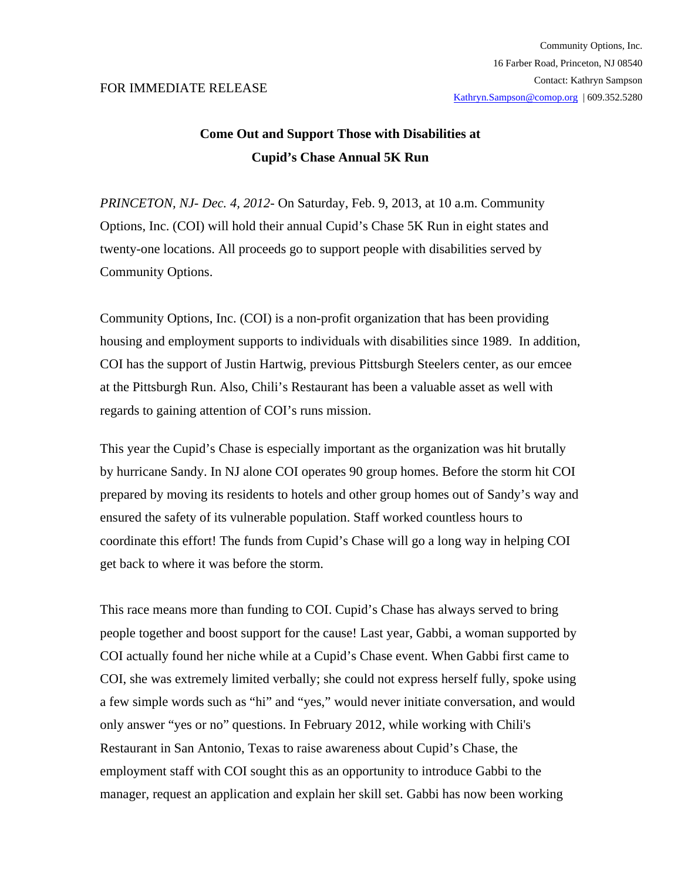Community Options, Inc.
16 Farber Road, Princeton, NJ 08540
Contact: Kathryn Sampson
Kathryn.Sampson@comop.org | 609.352.5280

FOR IMMEDIATE RELEASE

**Come Out and Support Those with Disabilities at Cupid's Chase Annual 5K Run**

*PRINCETON, NJ- Dec. 4, 2012-* On Saturday, Feb. 9, 2013, at 10 a.m. Community Options, Inc. (COI) will hold their annual Cupid's Chase 5K Run in eight states and twenty-one locations. All proceeds go to support people with disabilities served by Community Options.

Community Options, Inc. (COI) is a non-profit organization that has been providing housing and employment supports to individuals with disabilities since 1989. In addition, COI has the support of Justin Hartwig, previous Pittsburgh Steelers center, as our emcee at the Pittsburgh Run. Also, Chili's Restaurant has been a valuable asset as well with regards to gaining attention of COI's runs mission.

This year the Cupid's Chase is especially important as the organization was hit brutally by hurricane Sandy. In NJ alone COI operates 90 group homes. Before the storm hit COI prepared by moving its residents to hotels and other group homes out of Sandy's way and ensured the safety of its vulnerable population. Staff worked countless hours to coordinate this effort! The funds from Cupid's Chase will go a long way in helping COI get back to where it was before the storm.

This race means more than funding to COI. Cupid's Chase has always served to bring people together and boost support for the cause! Last year, Gabbi, a woman supported by COI actually found her niche while at a Cupid's Chase event. When Gabbi first came to COI, she was extremely limited verbally; she could not express herself fully, spoke using a few simple words such as "hi" and "yes," would never initiate conversation, and would only answer "yes or no" questions. In February 2012, while working with Chili's Restaurant in San Antonio, Texas to raise awareness about Cupid's Chase, the employment staff with COI sought this as an opportunity to introduce Gabbi to the manager, request an application and explain her skill set. Gabbi has now been working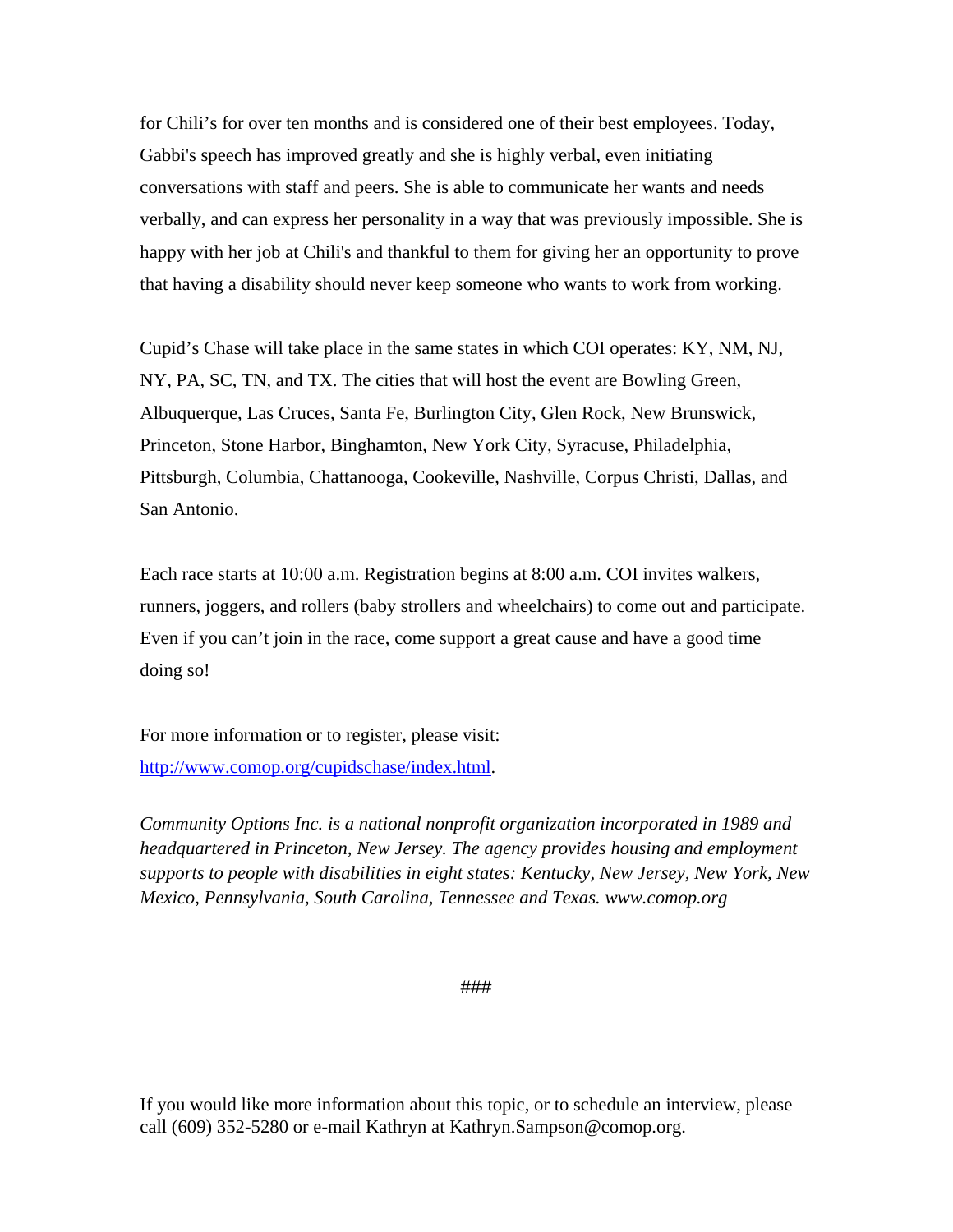for Chili's for over ten months and is considered one of their best employees. Today, Gabbi's speech has improved greatly and she is highly verbal, even initiating conversations with staff and peers. She is able to communicate her wants and needs verbally, and can express her personality in a way that was previously impossible. She is happy with her job at Chili's and thankful to them for giving her an opportunity to prove that having a disability should never keep someone who wants to work from working.

Cupid's Chase will take place in the same states in which COI operates: KY, NM, NJ, NY, PA, SC, TN, and TX. The cities that will host the event are Bowling Green, Albuquerque, Las Cruces, Santa Fe, Burlington City, Glen Rock, New Brunswick, Princeton, Stone Harbor, Binghamton, New York City, Syracuse, Philadelphia, Pittsburgh, Columbia, Chattanooga, Cookeville, Nashville, Corpus Christi, Dallas, and San Antonio.

Each race starts at 10:00 a.m. Registration begins at 8:00 a.m. COI invites walkers, runners, joggers, and rollers (baby strollers and wheelchairs) to come out and participate. Even if you can't join in the race, come support a great cause and have a good time doing so!

For more information or to register, please visit: [http://www.comop.org/cupidschase/index.html](http://www.comop.org/cupidschase/index.html).

*Community Options Inc. is a national nonprofit organization incorporated in 1989 and headquartered in Princeton, New Jersey. The agency provides housing and employment supports to people with disabilities in eight states: Kentucky, New Jersey, New York, New Mexico, Pennsylvania, South Carolina, Tennessee and Texas. www.comop.org*

###

If you would like more information about this topic, or to schedule an interview, please call (609) 352-5280 or e-mail Kathryn at Kathryn.Sampson@comop.org.